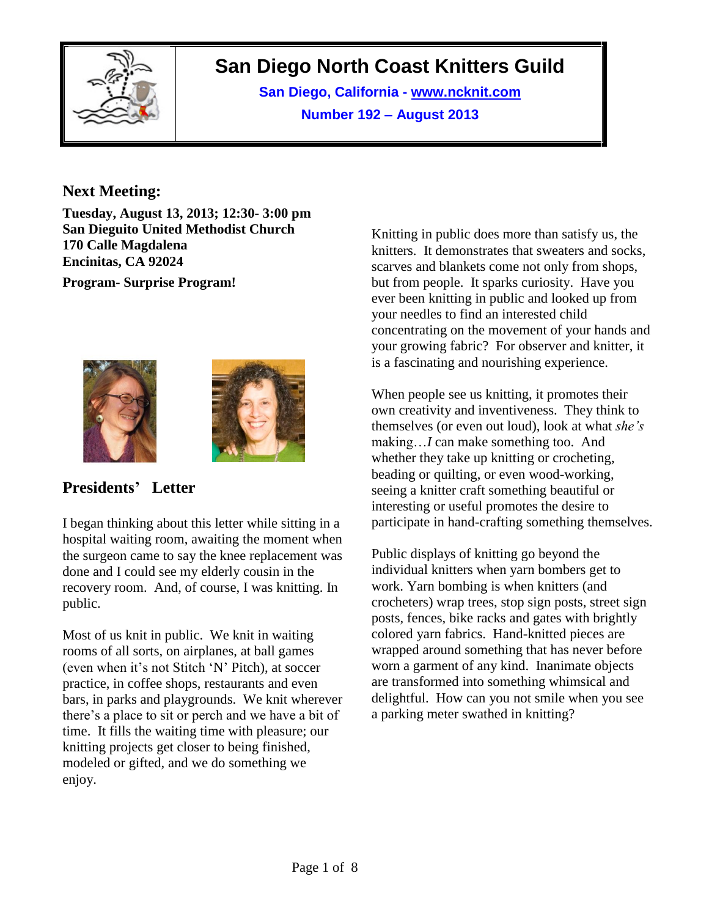# San Diego North Coast Knitters Guild

**San Diego, California - www.ncknit.com**

**Number 192 – August 2013**

## Next Meeting:

**Tuesday, August 13, 2013; 12:30- 3:00 pm**
**San Dieguito United Methodist Church**
**170 Calle Magdalena**
**Encinitas, CA 92024**

**Program- Surprise Program!**

## Presidents' Letter

I began thinking about this letter while sitting in a hospital waiting room, awaiting the moment when the surgeon came to say the knee replacement was done and I could see my elderly cousin in the recovery room. And, of course, I was knitting. In public.

Most of us knit in public. We knit in waiting rooms of all sorts, on airplanes, at ball games (even when it's not Stitch 'N' Pitch), at soccer practice, in coffee shops, restaurants and even bars, in parks and playgrounds. We knit wherever there's a place to sit or perch and we have a bit of time. It fills the waiting time with pleasure; our knitting projects get closer to being finished, modeled or gifted, and we do something we enjoy.

Knitting in public does more than satisfy us, the knitters. It demonstrates that sweaters and socks, scarves and blankets come not only from shops, but from people. It sparks curiosity. Have you ever been knitting in public and looked up from your needles to find an interested child concentrating on the movement of your hands and your growing fabric? For observer and knitter, it is a fascinating and nourishing experience.

When people see us knitting, it promotes their own creativity and inventiveness. They think to themselves (or even out loud), look at what *she's* making…*I* can make something too. And whether they take up knitting or crocheting, beading or quilting, or even wood-working, seeing a knitter craft something beautiful or interesting or useful promotes the desire to participate in hand-crafting something themselves.

Public displays of knitting go beyond the individual knitters when yarn bombers get to work. Yarn bombing is when knitters (and crocheters) wrap trees, stop sign posts, street sign posts, fences, bike racks and gates with brightly colored yarn fabrics. Hand-knitted pieces are wrapped around something that has never before worn a garment of any kind. Inanimate objects are transformed into something whimsical and delightful. How can you not smile when you see a parking meter swathed in knitting?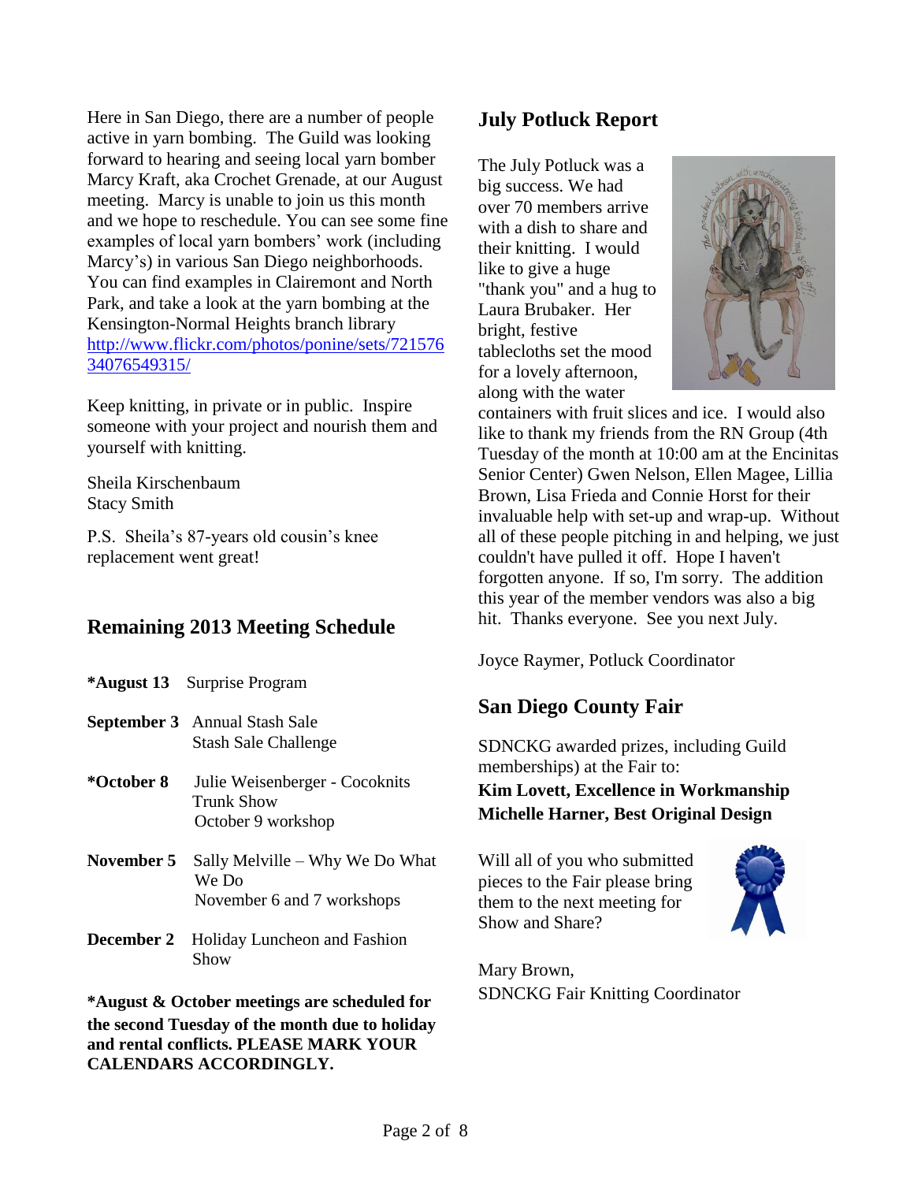Here in San Diego, there are a number of people active in yarn bombing. The Guild was looking forward to hearing and seeing local yarn bomber Marcy Kraft, aka Crochet Grenade, at our August meeting. Marcy is unable to join us this month and we hope to reschedule. You can see some fine examples of local yarn bombers' work (including Marcy's) in various San Diego neighborhoods. You can find examples in Clairemont and North Park, and take a look at the yarn bombing at the Kensington-Normal Heights branch library http://www.flickr.com/photos/ponine/sets/72157634076549315/

Keep knitting, in private or in public. Inspire someone with your project and nourish them and yourself with knitting.

Sheila Kirschenbaum
Stacy Smith

P.S. Sheila's 87-years old cousin's knee replacement went great!

## Remaining 2013 Meeting Schedule

**\*August 13** Surprise Program

**September 3** Annual Stash Sale
Stash Sale Challenge

**\*October 8** Julie Weisenberger - Cocoknits Trunk Show
October 9 workshop

**November 5** Sally Melville – Why We Do What We Do
November 6 and 7 workshops

**December 2** Holiday Luncheon and Fashion Show

**\*August & October meetings are scheduled for the second Tuesday of the month due to holiday and rental conflicts. PLEASE MARK YOUR CALENDARS ACCORDINGLY.**

## July Potluck Report

The July Potluck was a big success. We had over 70 members arrive with a dish to share and their knitting. I would like to give a huge "thank you" and a hug to Laura Brubaker. Her bright, festive tablecloths set the mood for a lovely afternoon, along with the water containers with fruit slices and ice. I would also like to thank my friends from the RN Group (4th Tuesday of the month at 10:00 am at the Encinitas Senior Center) Gwen Nelson, Ellen Magee, Lillia Brown, Lisa Frieda and Connie Horst for their invaluable help with set-up and wrap-up. Without all of these people pitching in and helping, we just couldn't have pulled it off. Hope I haven't forgotten anyone. If so, I'm sorry. The addition this year of the member vendors was also a big hit. Thanks everyone. See you next July.

Joyce Raymer, Potluck Coordinator

## San Diego County Fair

SDNCKG awarded prizes, including Guild memberships) at the Fair to:
**Kim Lovett, Excellence in Workmanship**
**Michelle Harner, Best Original Design**

Will all of you who submitted pieces to the Fair please bring them to the next meeting for Show and Share?

Mary Brown,
SDNCKG Fair Knitting Coordinator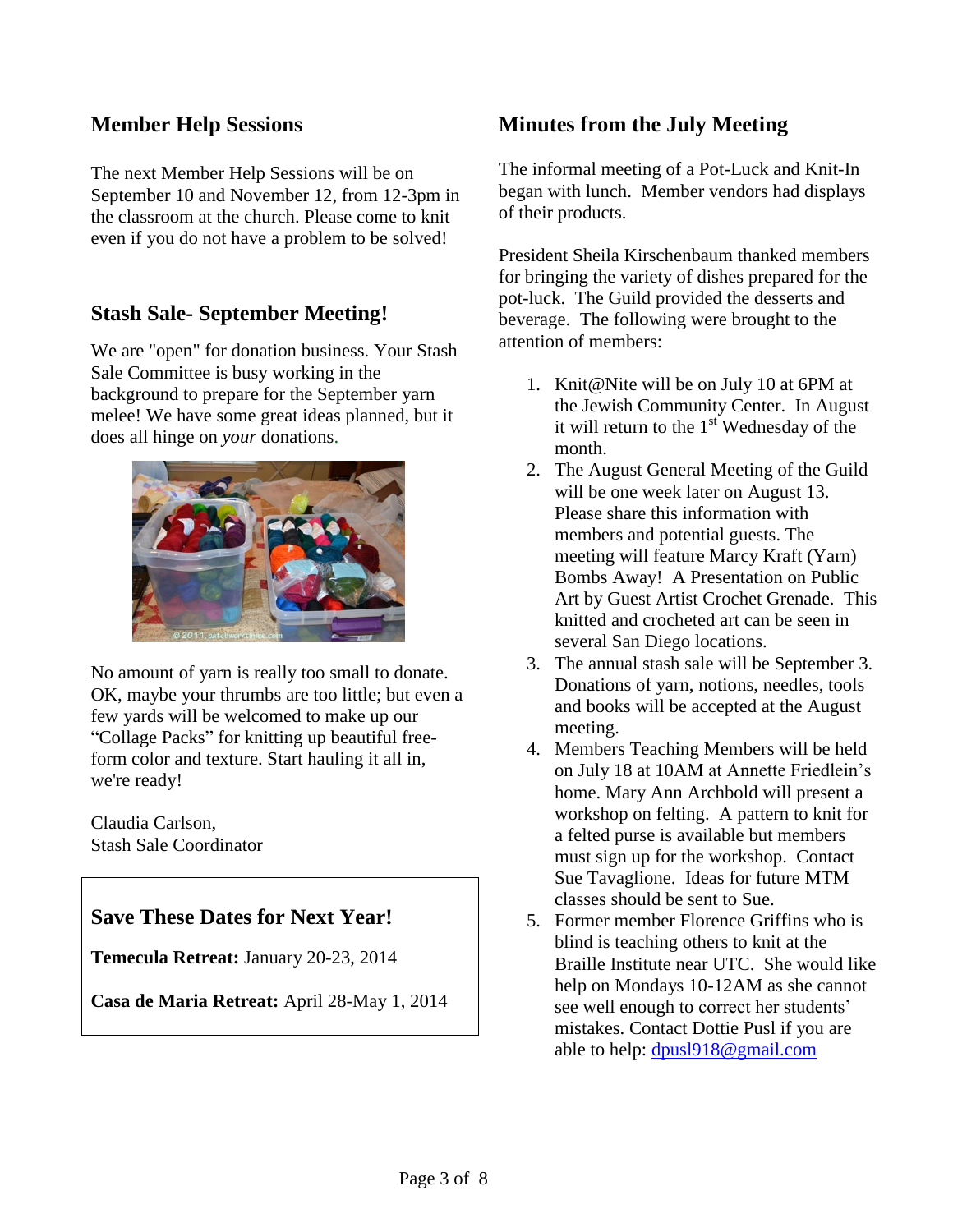## Member Help Sessions

The next Member Help Sessions will be on September 10 and November 12, from 12-3pm in the classroom at the church. Please come to knit even if you do not have a problem to be solved!

## Stash Sale- September Meeting!

We are "open" for donation business. Your Stash Sale Committee is busy working in the background to prepare for the September yarn melee! We have some great ideas planned, but it does all hinge on *your* donations.

No amount of yarn is really too small to donate. OK, maybe your thrumbs are too little; but even a few yards will be welcomed to make up our “Collage Packs” for knitting up beautiful free-form color and texture. Start hauling it all in, we're ready!

Claudia Carlson,
Stash Sale Coordinator

## Save These Dates for Next Year!

**Temecula Retreat:** January 20-23, 2014

**Casa de Maria Retreat:** April 28-May 1, 2014

## Minutes from the July Meeting

The informal meeting of a Pot-Luck and Knit-In began with lunch. Member vendors had displays of their products.

President Sheila Kirschenbaum thanked members for bringing the variety of dishes prepared for the pot-luck. The Guild provided the desserts and beverage. The following were brought to the attention of members:

1. Knit@Nite will be on July 10 at 6PM at the Jewish Community Center. In August it will return to the 1st Wednesday of the month.
2. The August General Meeting of the Guild will be one week later on August 13. Please share this information with members and potential guests. The meeting will feature Marcy Kraft (Yarn) Bombs Away! A Presentation on Public Art by Guest Artist Crochet Grenade. This knitted and crocheted art can be seen in several San Diego locations.
3. The annual stash sale will be September 3. Donations of yarn, notions, needles, tools and books will be accepted at the August meeting.
4. Members Teaching Members will be held on July 18 at 10AM at Annette Friedlein’s home. Mary Ann Archbold will present a workshop on felting. A pattern to knit for a felted purse is available but members must sign up for the workshop. Contact Sue Tavaglione. Ideas for future MTM classes should be sent to Sue.
5. Former member Florence Griffins who is blind is teaching others to knit at the Braille Institute near UTC. She would like help on Mondays 10-12AM as she cannot see well enough to correct her students’ mistakes. Contact Dottie Pusl if you are able to help: dpusl918@gmail.com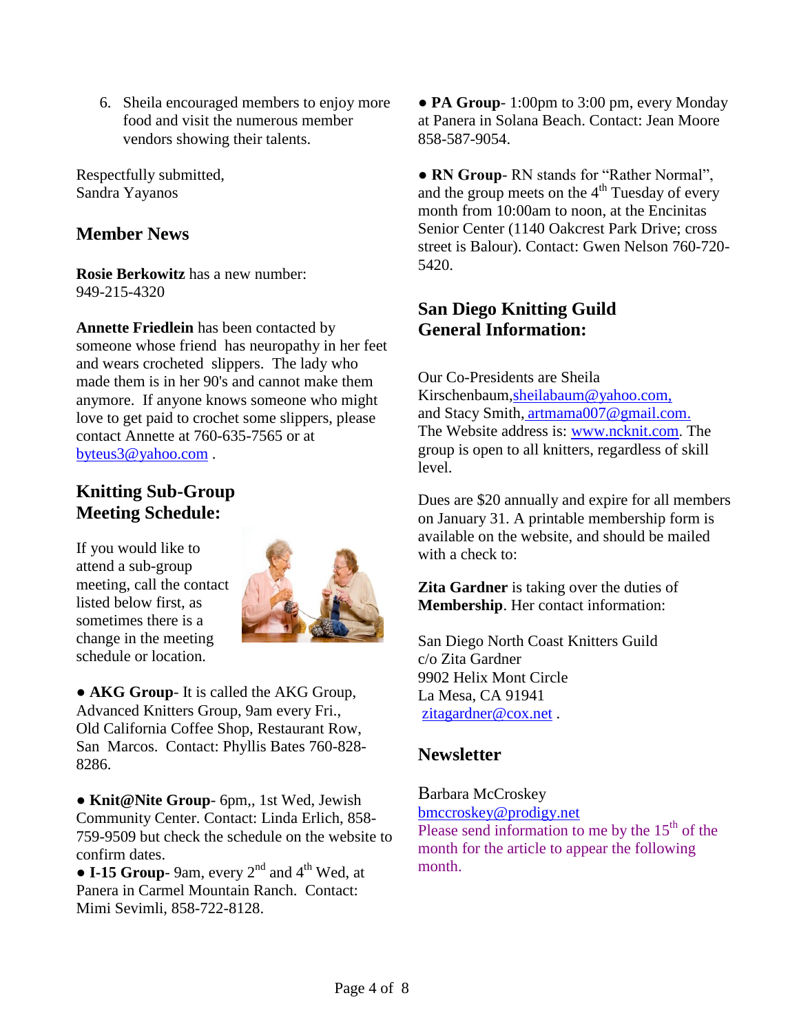6. Sheila encouraged members to enjoy more food and visit the numerous member vendors showing their talents.

Respectfully submitted,
Sandra Yayanos

## Member News

**Rosie Berkowitz** has a new number: 949-215-4320

**Annette Friedlein** has been contacted by someone whose friend has neuropathy in her feet and wears crocheted slippers. The lady who made them is in her 90's and cannot make them anymore. If anyone knows someone who might love to get paid to crochet some slippers, please contact Annette at 760-635-7565 or at byteus3@yahoo.com .

## Knitting Sub-Group Meeting Schedule:

If you would like to attend a sub-group meeting, call the contact listed below first, as sometimes there is a change in the meeting schedule or location.

● **AKG Group**- It is called the AKG Group, Advanced Knitters Group, 9am every Fri., Old California Coffee Shop, Restaurant Row, San Marcos. Contact: Phyllis Bates 760-828-8286.

● **Knit@Nite Group**- 6pm,, 1st Wed, Jewish Community Center. Contact: Linda Erlich, 858-759-9509 but check the schedule on the website to confirm dates.

● **I-15 Group**- 9am, every 2nd and 4th Wed, at Panera in Carmel Mountain Ranch. Contact: Mimi Sevimli, 858-722-8128.

● **PA Group**- 1:00pm to 3:00 pm, every Monday at Panera in Solana Beach. Contact: Jean Moore 858-587-9054.

● **RN Group**- RN stands for "Rather Normal", and the group meets on the 4th Tuesday of every month from 10:00am to noon, at the Encinitas Senior Center (1140 Oakcrest Park Drive; cross street is Balour). Contact: Gwen Nelson 760-720-5420.

## San Diego Knitting Guild General Information:

Our Co-Presidents are Sheila Kirschenbaum, sheilabaum@yahoo.com, and Stacy Smith, artmama007@gmail.com. The Website address is: www.ncknit.com. The group is open to all knitters, regardless of skill level.

Dues are $20 annually and expire for all members on January 31. A printable membership form is available on the website, and should be mailed with a check to:

**Zita Gardner** is taking over the duties of **Membership**. Her contact information:

San Diego North Coast Knitters Guild
c/o Zita Gardner
9902 Helix Mont Circle
La Mesa, CA 91941
zitagardner@cox.net .

## Newsletter

Barbara McCroskey
bmccroskey@prodigy.net
Please send information to me by the 15th of the month for the article to appear the following month.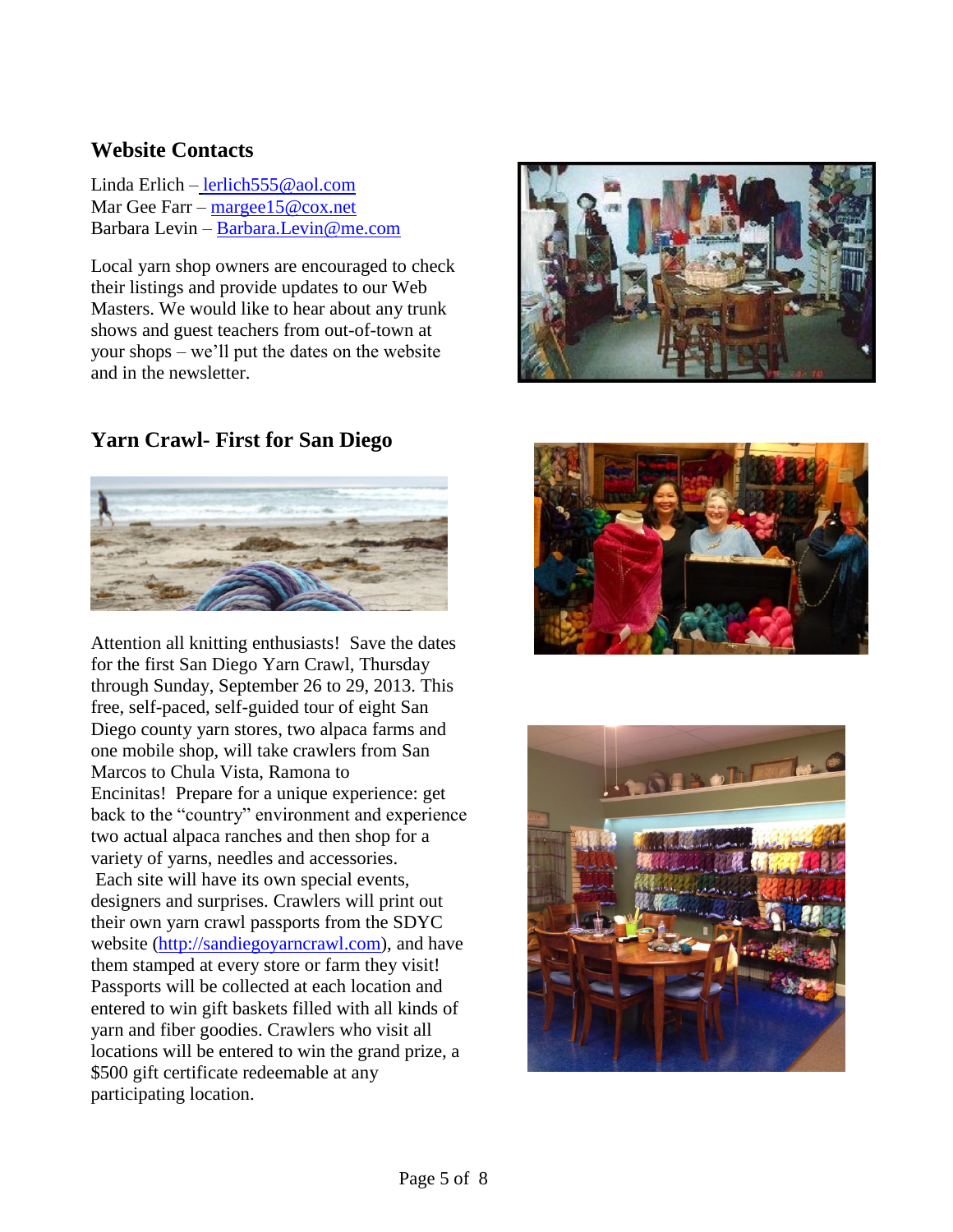## Website Contacts

Linda Erlich – lerlich555@aol.com
Mar Gee Farr – margee15@cox.net
Barbara Levin – Barbara.Levin@me.com

Local yarn shop owners are encouraged to check their listings and provide updates to our Web Masters. We would like to hear about any trunk shows and guest teachers from out-of-town at your shops – we'll put the dates on the website and in the newsletter.

## Yarn Crawl- First for San Diego

Attention all knitting enthusiasts! Save the dates for the first San Diego Yarn Crawl, Thursday through Sunday, September 26 to 29, 2013. This free, self-paced, self-guided tour of eight San Diego county yarn stores, two alpaca farms and one mobile shop, will take crawlers from San Marcos to Chula Vista, Ramona to Encinitas! Prepare for a unique experience: get back to the "country" environment and experience two actual alpaca ranches and then shop for a variety of yarns, needles and accessories. Each site will have its own special events, designers and surprises. Crawlers will print out their own yarn crawl passports from the SDYC website (http://sandiegoyarncrawl.com), and have them stamped at every store or farm they visit! Passports will be collected at each location and entered to win gift baskets filled with all kinds of yarn and fiber goodies. Crawlers who visit all locations will be entered to win the grand prize, a $500 gift certificate redeemable at any participating location.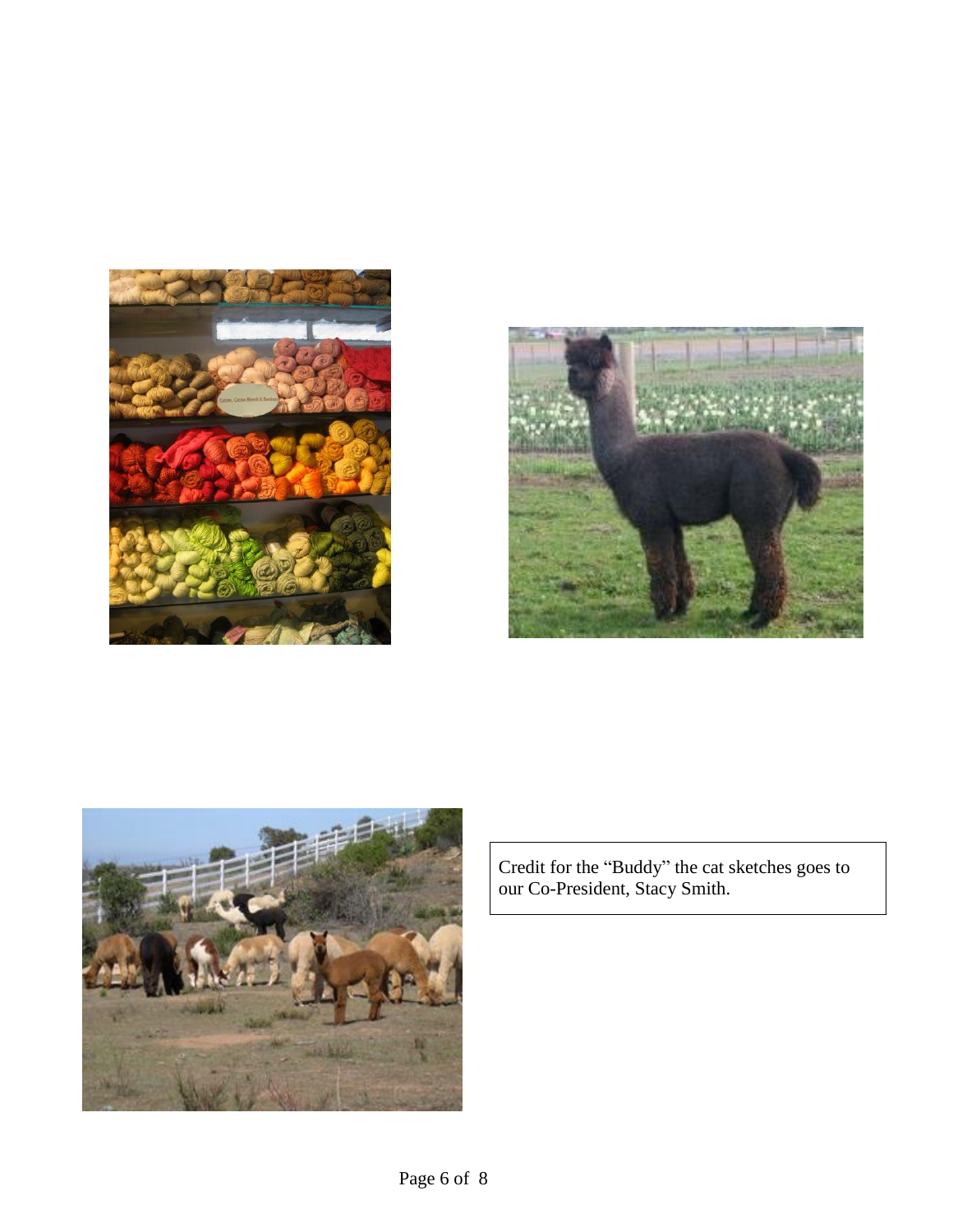Credit for the “Buddy” the cat sketches goes to our Co-President, Stacy Smith.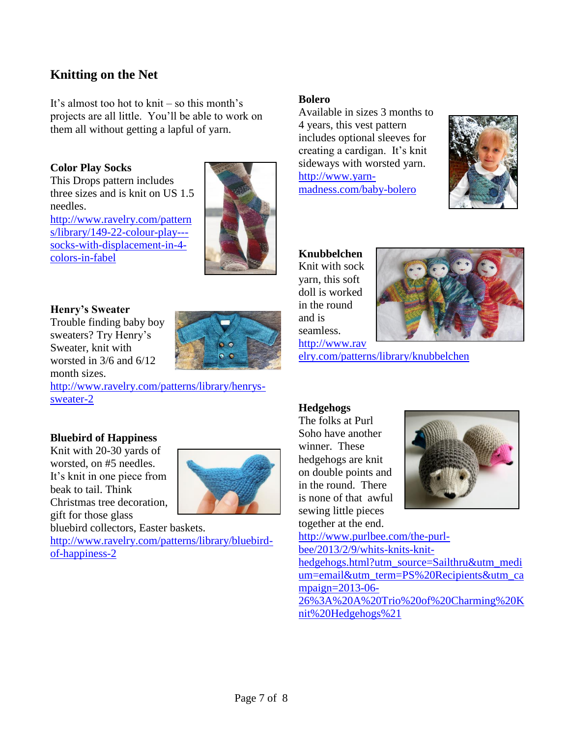## Knitting on the Net

It's almost too hot to knit – so this month's projects are all little. You'll be able to work on them all without getting a lapful of yarn.

### Color Play Socks

This Drops pattern includes three sizes and is knit on US 1.5 needles.
http://www.ravelry.com/patterns/library/149-22-colour-play---socks-with-displacement-in-4-colors-in-fabel

### Henry's Sweater

Trouble finding baby boy sweaters? Try Henry's Sweater, knit with worsted in 3/6 and 6/12 month sizes.
http://www.ravelry.com/patterns/library/henrys-sweater-2

### Bluebird of Happiness

Knit with 20-30 yards of worsted, on #5 needles. It's knit in one piece from beak to tail. Think Christmas tree decoration, gift for those glass bluebird collectors, Easter baskets.
http://www.ravelry.com/patterns/library/bluebird-of-happiness-2

### Bolero

Available in sizes 3 months to 4 years, this vest pattern includes optional sleeves for creating a cardigan. It's knit sideways with worsted yarn.
http://www.yarn-madness.com/baby-bolero

### Knubbelchen

Knit with sock yarn, this soft doll is worked in the round and is seamless.
http://www.ravelry.com/patterns/library/knubbelchen

### Hedgehogs

The folks at Purl Soho have another winner. These hedgehogs are knit on double points and in the round. There is none of that awful sewing little pieces together at the end.
http://www.purlbee.com/the-purl-bee/2013/2/9/whits-knits-knit-hedgehogs.html?utm_source=Sailthru&utm_medium=email&utm_term=PS%20Recipients&utm_campaign=2013-06-26%3A%20A%20Trio%20of%20Charming%20Knit%20Hedgehogs%21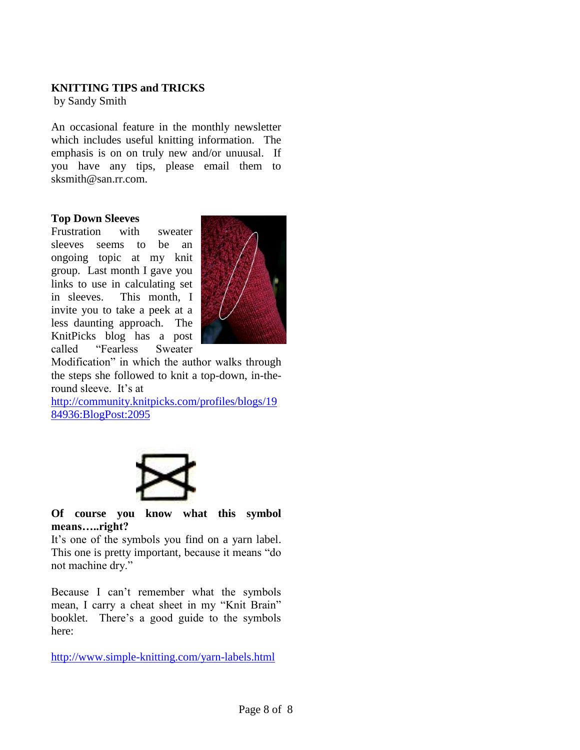**KNITTING TIPS and TRICKS**
by Sandy Smith

An occasional feature in the monthly newsletter which includes useful knitting information. The emphasis is on on truly new and/or unuusal. If you have any tips, please email them to sksmith@san.rr.com.

**Top Down Sleeves**

Frustration with sweater sleeves seems to be an ongoing topic at my knit group. Last month I gave you links to use in calculating set in sleeves. This month, I invite you to take a peek at a less daunting approach. The KnitPicks blog has a post called "Fearless Sweater Modification" in which the author walks through the steps she followed to knit a top-down, in-the-round sleeve. It's at [http://community.knitpicks.com/profiles/blogs/1984936:BlogPost:2095](http://community.knitpicks.com/profiles/blogs/1984936:BlogPost:2095)

**Of course you know what this symbol means…..right?**

It's one of the symbols you find on a yarn label. This one is pretty important, because it means "do not machine dry."

Because I can't remember what the symbols mean, I carry a cheat sheet in my "Knit Brain" booklet. There's a good guide to the symbols here:

[http://www.simple-knitting.com/yarn-labels.html](http://www.simple-knitting.com/yarn-labels.html)